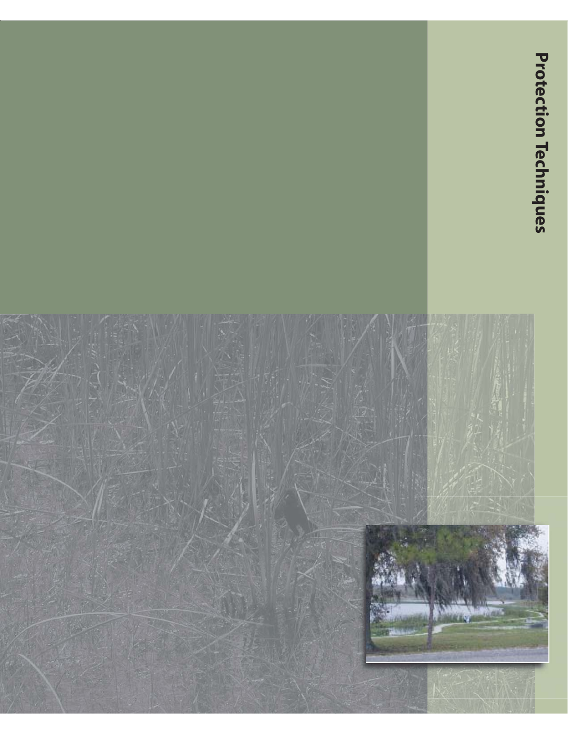# Protection Techniques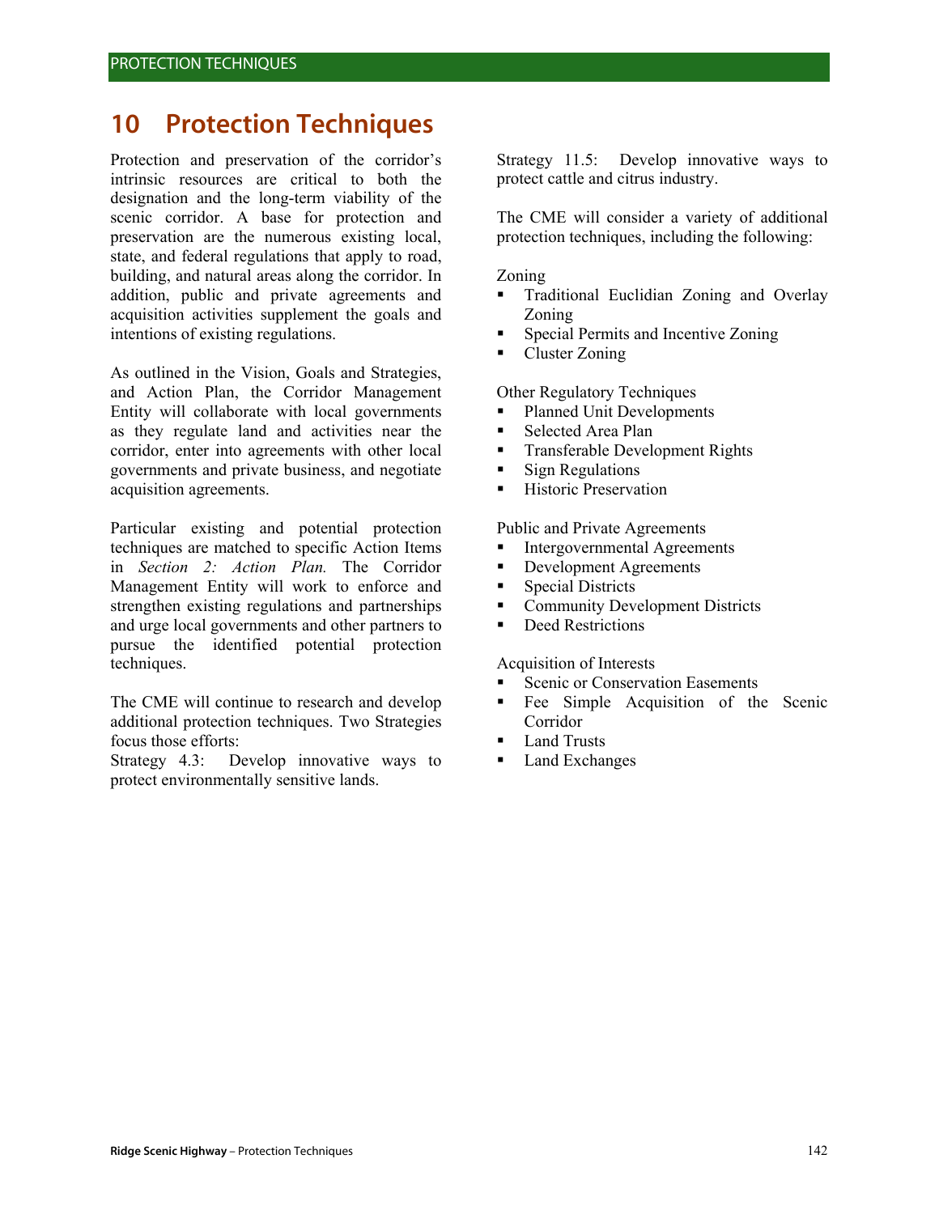# 10 Protection Techniques

Protection and preservation of the corridor's intrinsic resources are critical to both the designation and the long-term viability of the scenic corridor. A base for protection and preservation are the numerous existing local, state, and federal regulations that apply to road, building, and natural areas along the corridor. In addition, public and private agreements and acquisition activities supplement the goals and intentions of existing regulations.

As outlined in the Vision, Goals and Strategies, and Action Plan, the Corridor Management Entity will collaborate with local governments as they regulate land and activities near the corridor, enter into agreements with other local governments and private business, and negotiate acquisition agreements.

Particular existing and potential protection techniques are matched to specific Action Items in *Section 2: Action Plan.* The Corridor Management Entity will work to enforce and strengthen existing regulations and partnerships and urge local governments and other partners to pursue the identified potential protection techniques.

The CME will continue to research and develop additional protection techniques. Two Strategies focus those efforts:

Strategy 4.3: Develop innovative ways to protect environmentally sensitive lands.

Strategy 11.5: Develop innovative ways to protect cattle and citrus industry.

The CME will consider a variety of additional protection techniques, including the following:

Zoning

- Traditional Euclidian Zoning and Overlay Zoning
- Special Permits and Incentive Zoning
- Cluster Zoning

Other Regulatory Techniques

- Planned Unit Developments
- Selected Area Plan
- Transferable Development Rights
- Sign Regulations
- Historic Preservation

Public and Private Agreements

- Intergovernmental Agreements
- Development Agreements
- Special Districts
- Community Development Districts
- Deed Restrictions

Acquisition of Interests

- Scenic or Conservation Easements
- Fee Simple Acquisition of the Scenic Corridor
- Land Trusts
- Land Exchanges